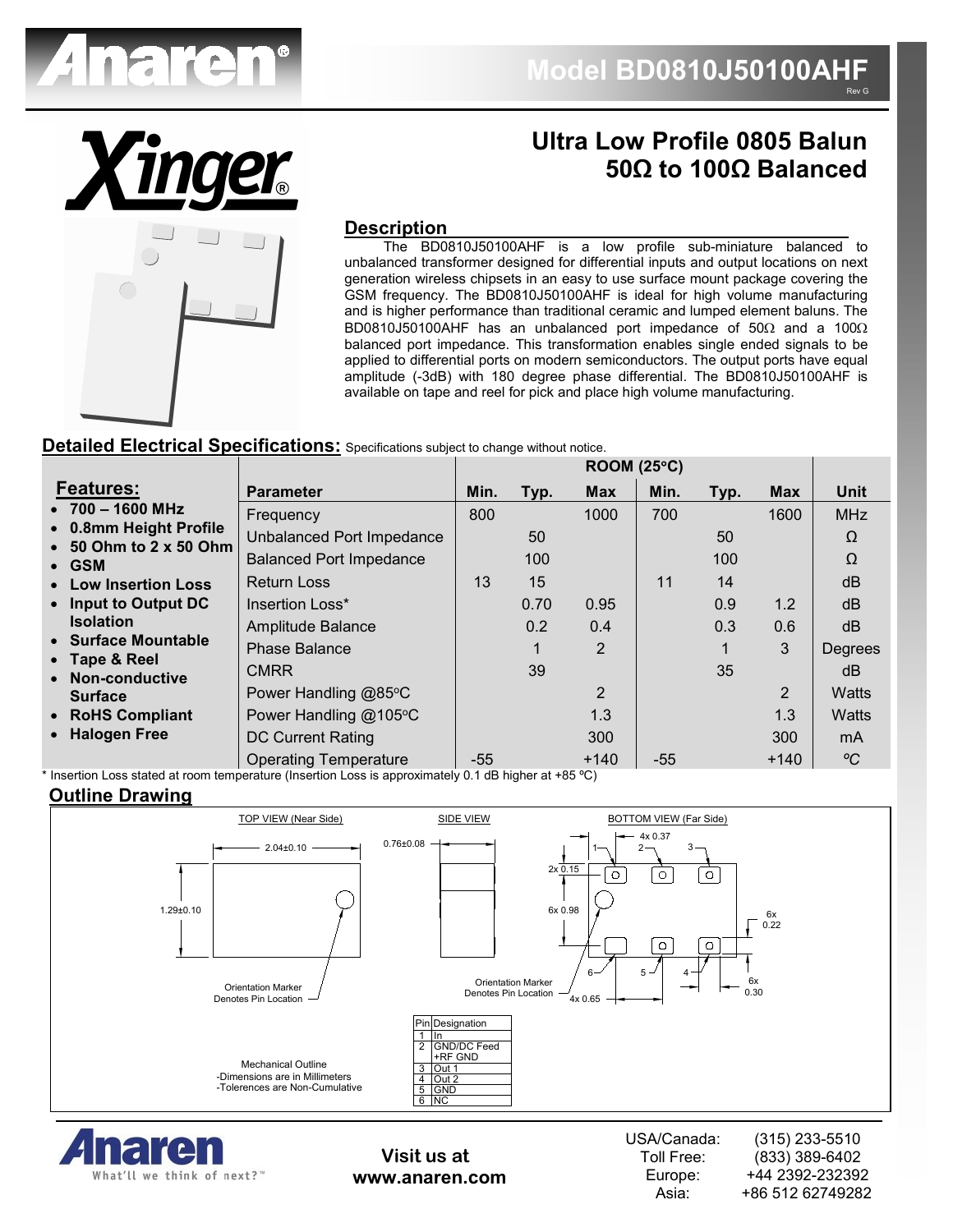# Model BD0810J50100AHF

Rev G

## Ultra Low Profile 0805 Balun 50Ω to 100Ω Balanced

### Description

The BD0810J50100AHF is a low profile sub-miniature balanced to unbalanced transformer designed for differential inputs and output locations on next generation wireless chipsets in an easy to use surface mount package covering the GSM frequency. The BD0810J50100AHF is ideal for high volume manufacturing and is higher performance than traditional ceramic and lumped element baluns. The BD0810J50100AHF has an unbalanced port impedance of 50Ω and a 100Ω balanced port impedance. This transformation enables single ended signals to be applied to differential ports on modern semiconductors. The output ports have equal amplitude (-3dB) with 180 degree phase differential. The BD0810J50100AHF is available on tape and reel for pick and place high volume manufacturing.

### Detailed Electrical Specifications: Specifications subject to change without notice.

**Features:**

- 700 – 1600 MHz
- 0.8mm Height Profile
- 50 Ohm to 2 x 50 Ohm
- GSM
- Low Insertion Loss
- Input to Output DC Isolation
- Surface Mountable
- Tape & Reel
- Non-conductive Surface
- RoHS Compliant
- Halogen Free

| Parameter | ROOM (25°C) Min. | Typ. | Max | Min. | Typ. | Max | Unit |
|---|---|---|---|---|---|---|---|
| Frequency | 800 | | 1000 | 700 | | 1600 | MHz |
| Unbalanced Port Impedance | | 50 | | | 50 | | Ω |
| Balanced Port Impedance | | 100 | | | 100 | | Ω |
| Return Loss | 13 | 15 | | 11 | 14 | | dB |
| Insertion Loss* | | 0.70 | 0.95 | | 0.9 | 1.2 | dB |
| Amplitude Balance | | 0.2 | 0.4 | | 0.3 | 0.6 | dB |
| Phase Balance | | 1 | 2 | | 1 | 3 | Degrees |
| CMRR | | 39 | | | 35 | | dB |
| Power Handling @85°C | | | 2 | | | 2 | Watts |
| Power Handling @105°C | | | 1.3 | | | 1.3 | Watts |
| DC Current Rating | | | 300 | | | 300 | mA |
| Operating Temperature | -55 | | +140 | -55 | | +140 | °C |

\* Insertion Loss stated at room temperature (Insertion Loss is approximately 0.1 dB higher at +85 °C)

### Outline Drawing

TOP VIEW (Near Side): 2.04±0.10; 1.29±0.10; Orientation Marker Denotes Pin Location

SIDE VIEW: 0.76±0.08

BOTTOM VIEW (Far Side): 4x 0.37; 2x 0.15; 6x 0.98; 6x 0.22; 6x 0.30; 4x 0.65; Orientation Marker Denotes Pin Location

| Pin | Designation |
|---|---|
| 1 | In |
| 2 | GND/DC Feed +RF GND |
| 3 | Out 1 |
| 4 | Out 2 |
| 5 | GND |
| 6 | NC |

Mechanical Outline
-Dimensions are in Millimeters
-Tolerences are Non-Cumulative

Visit us at www.anaren.com

USA/Canada: (315) 233-5510
Toll Free: (833) 389-6402
Europe: +44 2392-232392
Asia: +86 512 62749282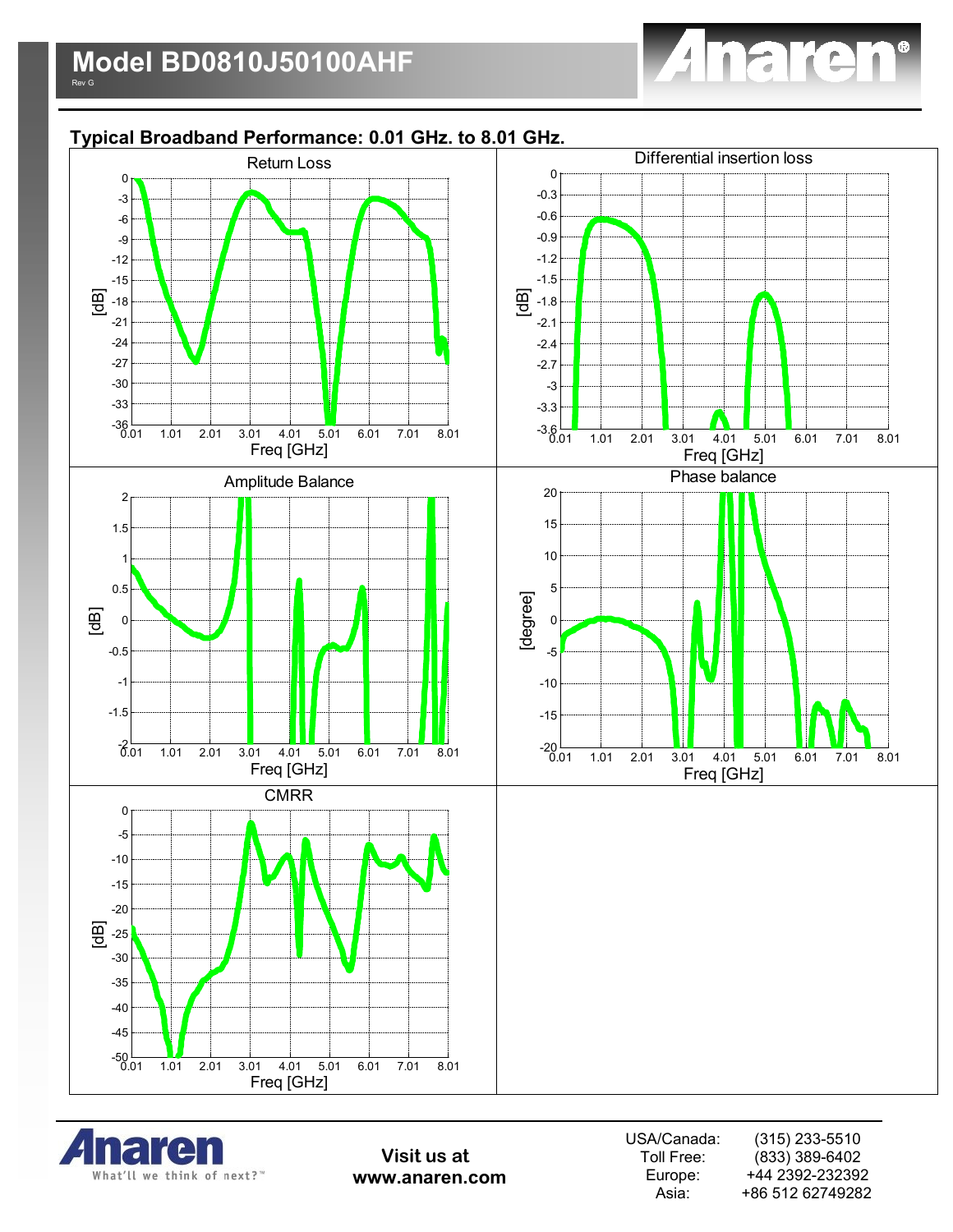## Typical Broadband Performance: 0.01 GHz. to 8.01 GHz.

Return Loss

Differential insertion loss

Amplitude Balance

Phase balance

CMRR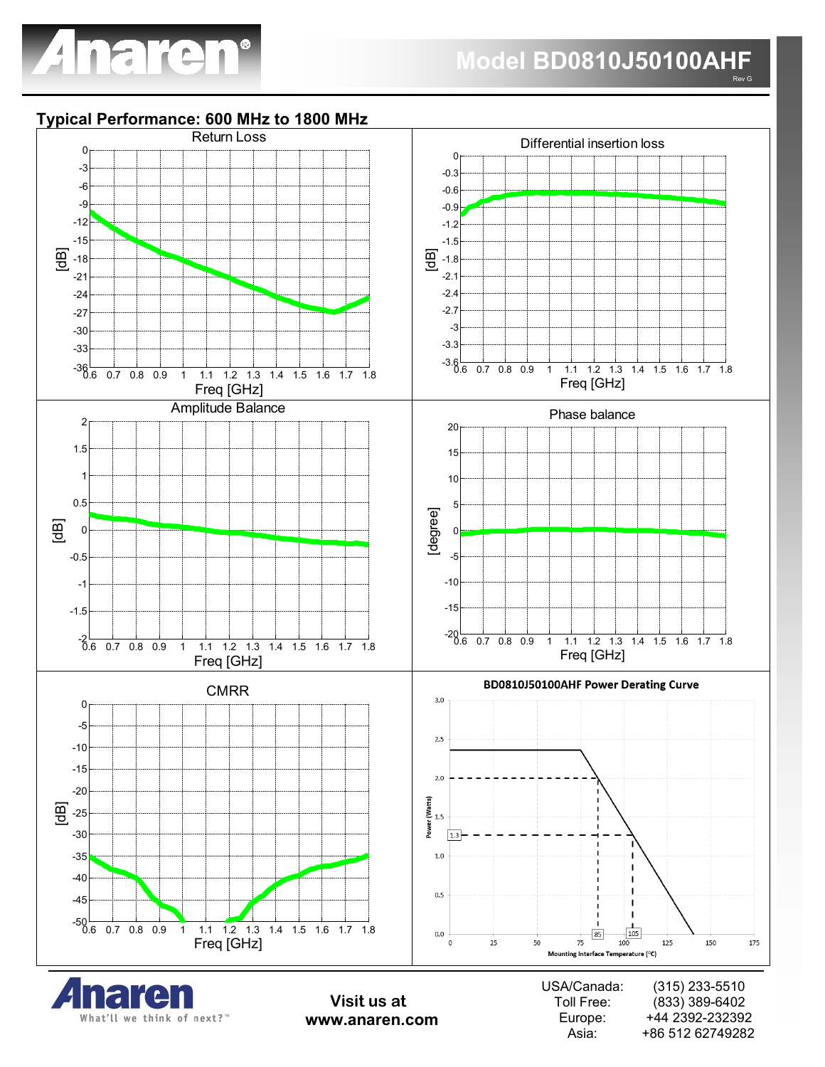## Typical Performance: 600 MHz to 1800 MHz

Return Loss

Differential insertion loss

Amplitude Balance

Phase balance

CMRR

BD0810J50100AHF Power Derating Curve

Visit us at
www.anaren.com

| | |
|---|---|
| USA/Canada: | (315) 233-5510 |
| Toll Free: | (833) 389-6402 |
| Europe: | +44 2392-232392 |
| Asia: | +86 512 62749282 |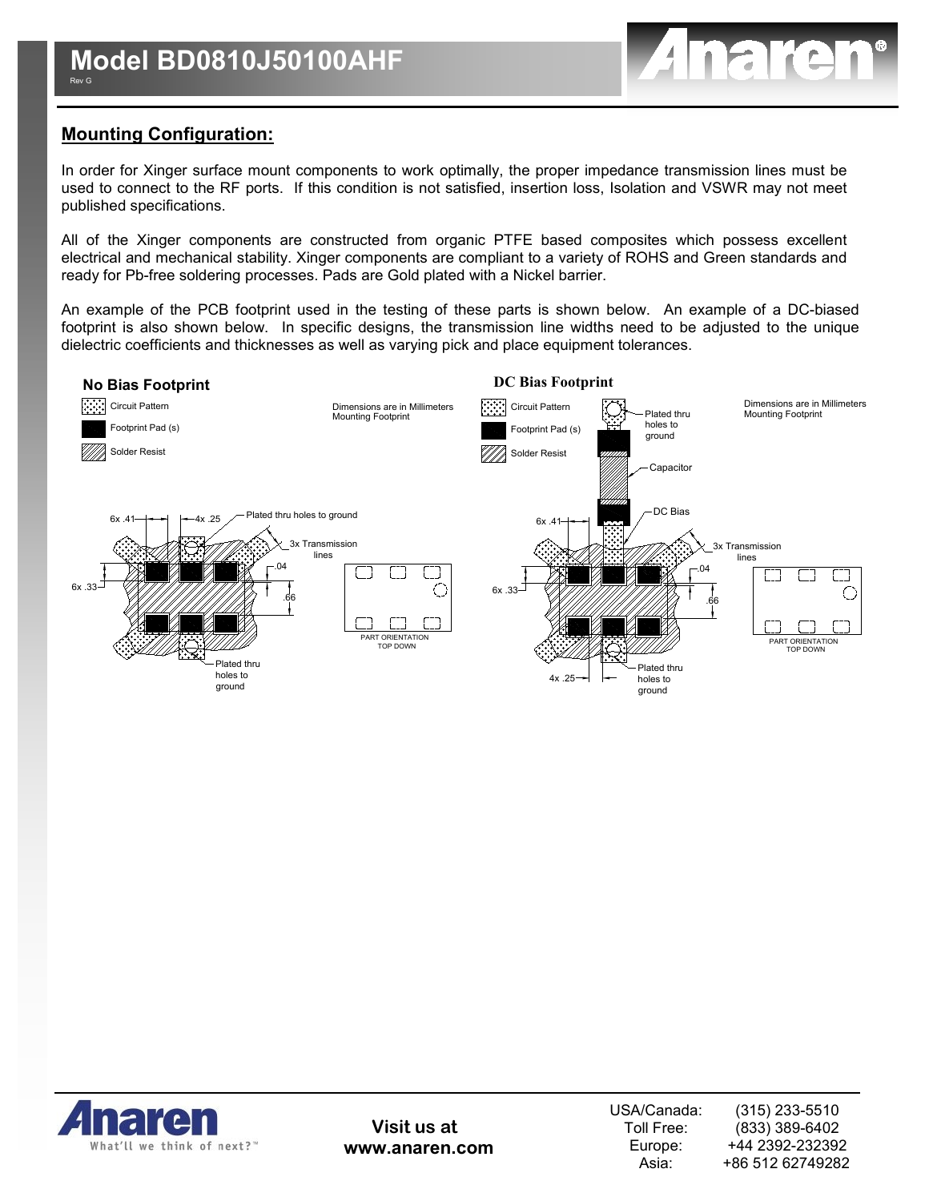## Mounting Configuration:

In order for Xinger surface mount components to work optimally, the proper impedance transmission lines must be used to connect to the RF ports. If this condition is not satisfied, insertion loss, Isolation and VSWR may not meet published specifications.

All of the Xinger components are constructed from organic PTFE based composites which possess excellent electrical and mechanical stability. Xinger components are compliant to a variety of ROHS and Green standards and ready for Pb-free soldering processes. Pads are Gold plated with a Nickel barrier.

An example of the PCB footprint used in the testing of these parts is shown below. An example of a DC-biased footprint is also shown below. In specific designs, the transmission line widths need to be adjusted to the unique dielectric coefficients and thicknesses as well as varying pick and place equipment tolerances.

**No Bias Footprint**

Circuit Pattern
Footprint Pad (s)
Solder Resist

Dimensions are in Millimeters
Mounting Footprint

6x .41, 4x .25, Plated thru holes to ground, 3x Transmission lines, .04, 6x .33, .66, Plated thru holes to ground

PART ORIENTATION TOP DOWN

**DC Bias Footprint**

Circuit Pattern
Footprint Pad (s)
Solder Resist

Plated thru holes to ground

Dimensions are in Millimeters
Mounting Footprint

Capacitor, DC Bias, 6x .41, 3x Transmission lines, .04, 6x .33, .66, 4x .25, Plated thru holes to ground

PART ORIENTATION TOP DOWN

**Visit us at www.anaren.com**

| | |
|---|---|
| USA/Canada: | (315) 233-5510 |
| Toll Free: | (833) 389-6402 |
| Europe: | +44 2392-232392 |
| Asia: | +86 512 62749282 |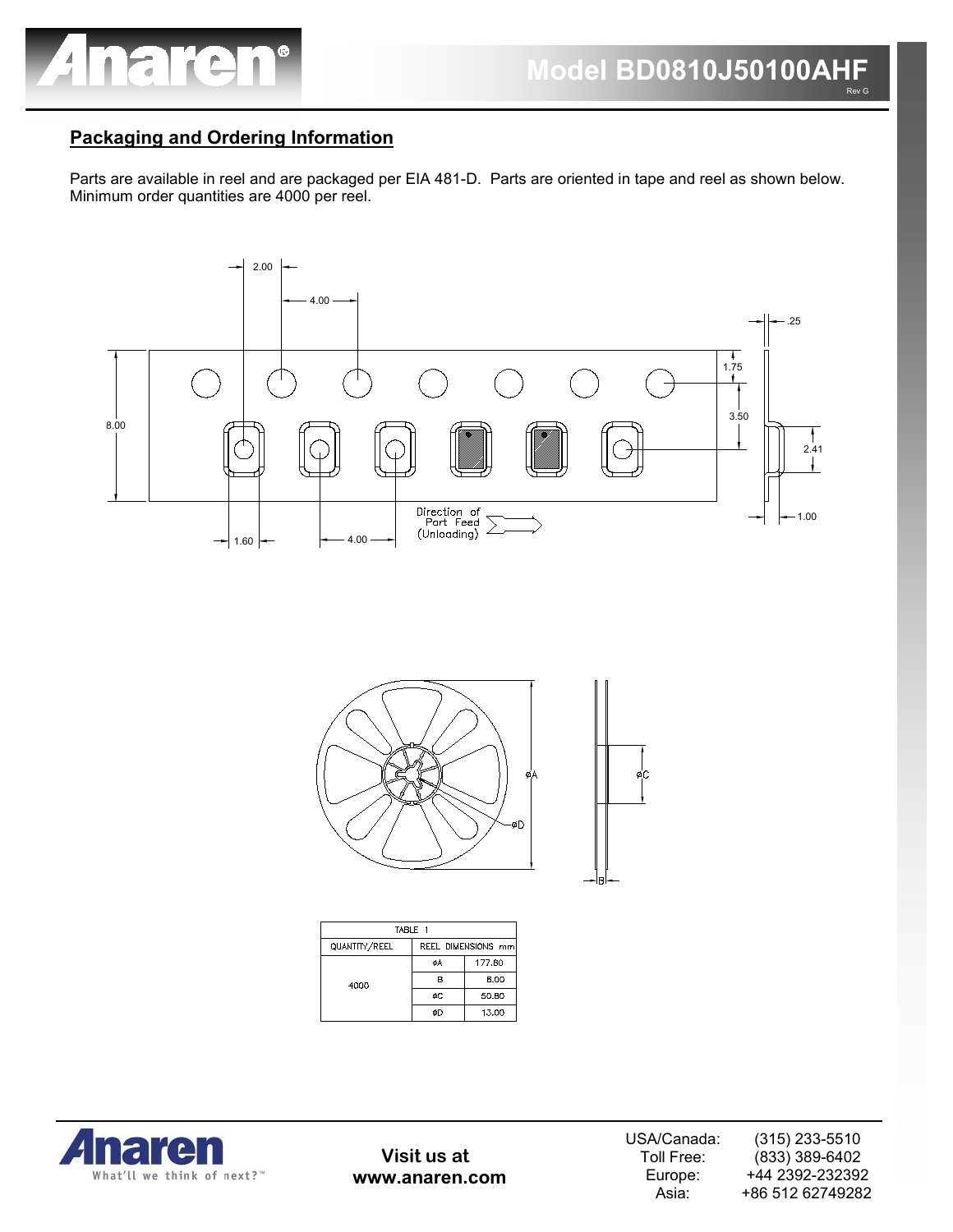## Packaging and Ordering Information

Parts are available in reel and are packaged per EIA 481-D. Parts are oriented in tape and reel as shown below. Minimum order quantities are 4000 per reel.

2.00

4.00

.25

1.75

8.00

3.50

2.41

1.00

1.60

4.00

Direction of Part Feed (Unloading)

ØA

ØC

ØD

B

| TABLE 1 | | |
|---|---|---|
| QUANTITY/REEL | REEL DIMENSIONS mm | |
| 4000 | ØA | 177.80 |
| | B | 8.00 |
| | ØC | 50.80 |
| | ØD | 13.00 |